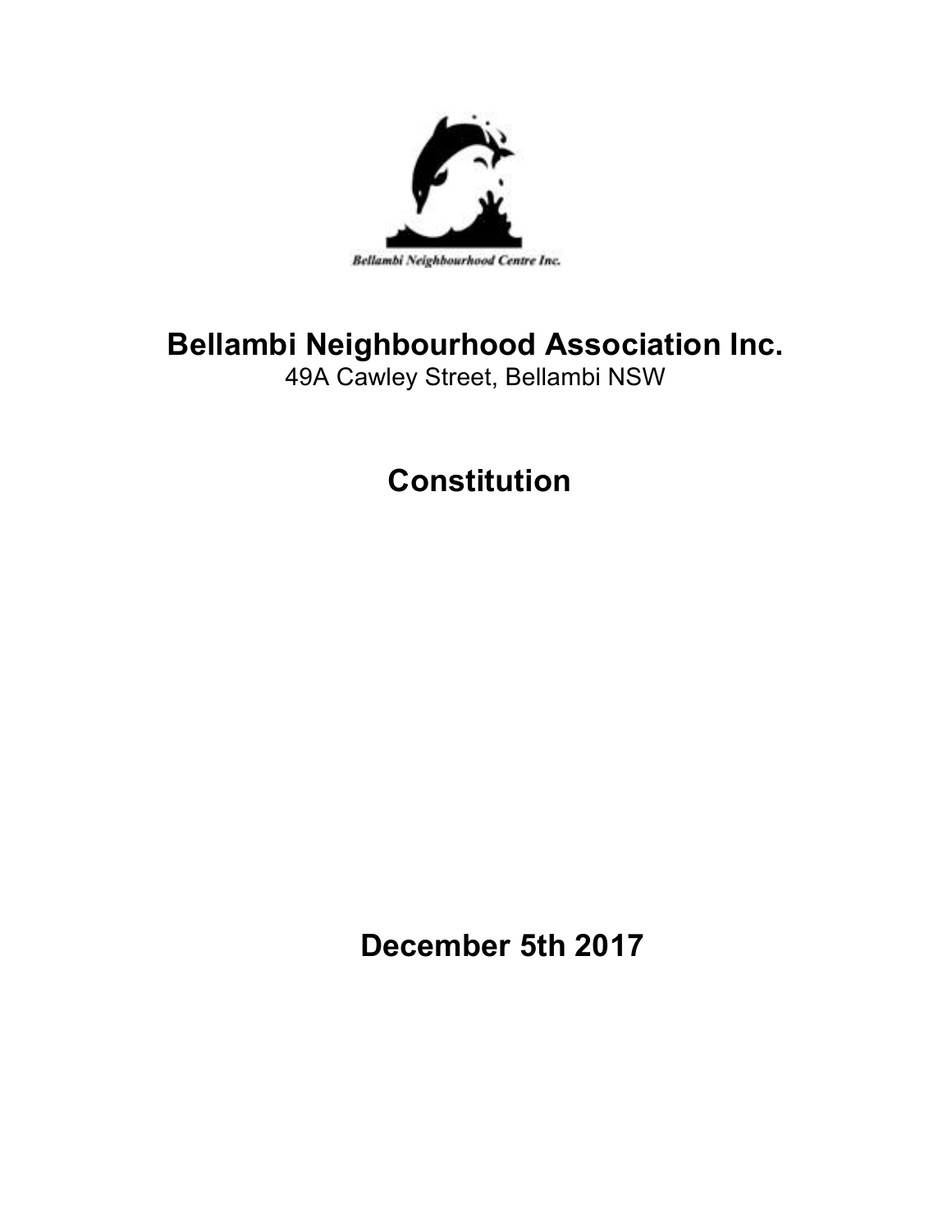Bellambi Neighbourhood Centre Inc.

# Bellambi Neighbourhood Association Inc.

49A Cawley Street, Bellambi NSW

# Constitution

**December 5th 2017**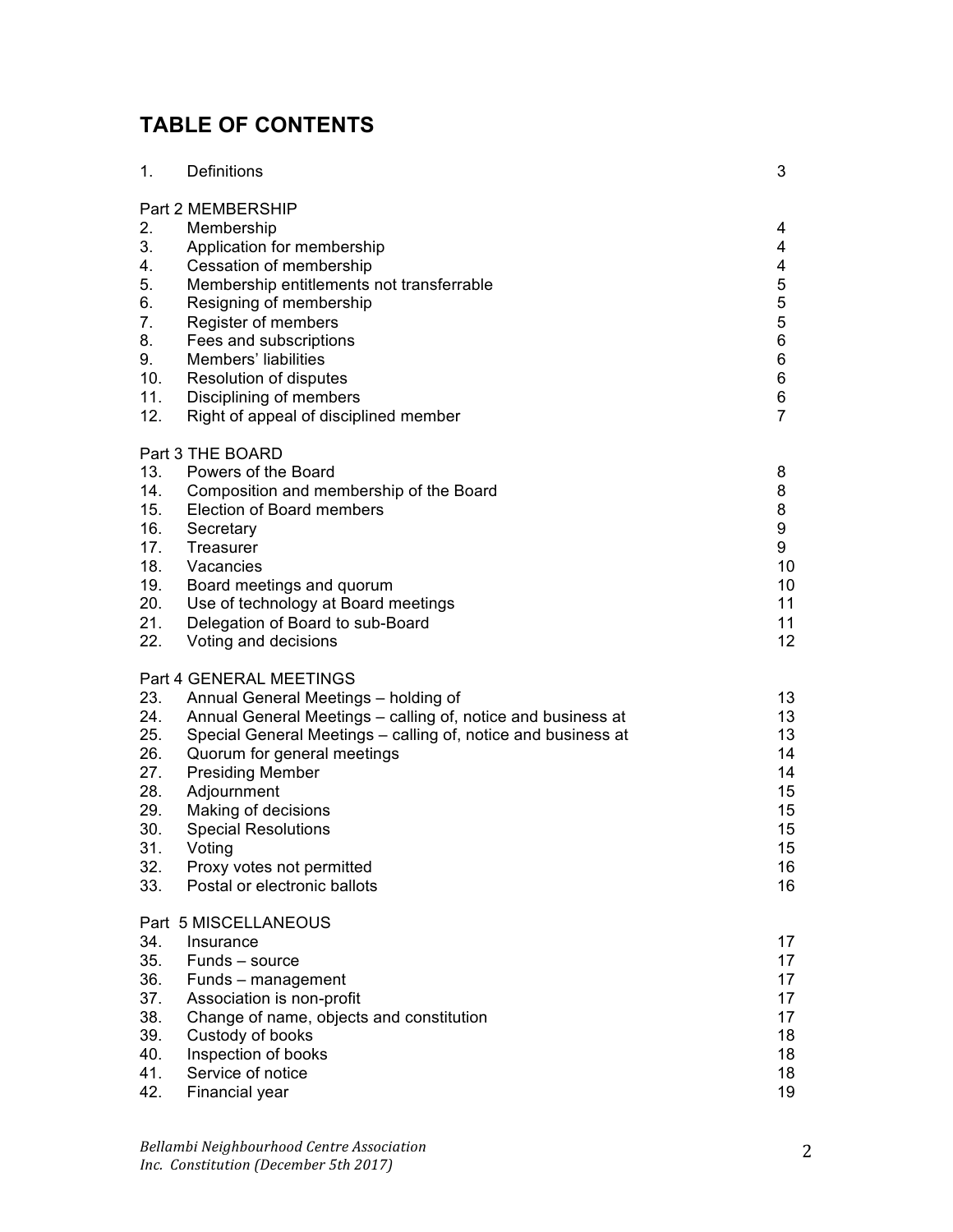## TABLE OF CONTENTS

| | | |
|---|---|---|
| 1. | Definitions | 3 |
| | **Part 2 MEMBERSHIP** | |
| 2. | Membership | 4 |
| 3. | Application for membership | 4 |
| 4. | Cessation of membership | 4 |
| 5. | Membership entitlements not transferrable | 5 |
| 6. | Resigning of membership | 5 |
| 7. | Register of members | 5 |
| 8. | Fees and subscriptions | 6 |
| 9. | Members' liabilities | 6 |
| 10. | Resolution of disputes | 6 |
| 11. | Disciplining of members | 6 |
| 12. | Right of appeal of disciplined member | 7 |
| | **Part 3 THE BOARD** | |
| 13. | Powers of the Board | 8 |
| 14. | Composition and membership of the Board | 8 |
| 15. | Election of Board members | 8 |
| 16. | Secretary | 9 |
| 17. | Treasurer | 9 |
| 18. | Vacancies | 10 |
| 19. | Board meetings and quorum | 10 |
| 20. | Use of technology at Board meetings | 11 |
| 21. | Delegation of Board to sub-Board | 11 |
| 22. | Voting and decisions | 12 |
| | **Part 4 GENERAL MEETINGS** | |
| 23. | Annual General Meetings – holding of | 13 |
| 24. | Annual General Meetings – calling of, notice and business at | 13 |
| 25. | Special General Meetings – calling of, notice and business at | 13 |
| 26. | Quorum for general meetings | 14 |
| 27. | Presiding Member | 14 |
| 28. | Adjournment | 15 |
| 29. | Making of decisions | 15 |
| 30. | Special Resolutions | 15 |
| 31. | Voting | 15 |
| 32. | Proxy votes not permitted | 16 |
| 33. | Postal or electronic ballots | 16 |
| | **Part 5 MISCELLANEOUS** | |
| 34. | Insurance | 17 |
| 35. | Funds – source | 17 |
| 36. | Funds – management | 17 |
| 37. | Association is non-profit | 17 |
| 38. | Change of name, objects and constitution | 17 |
| 39. | Custody of books | 18 |
| 40. | Inspection of books | 18 |
| 41. | Service of notice | 18 |
| 42. | Financial year | 19 |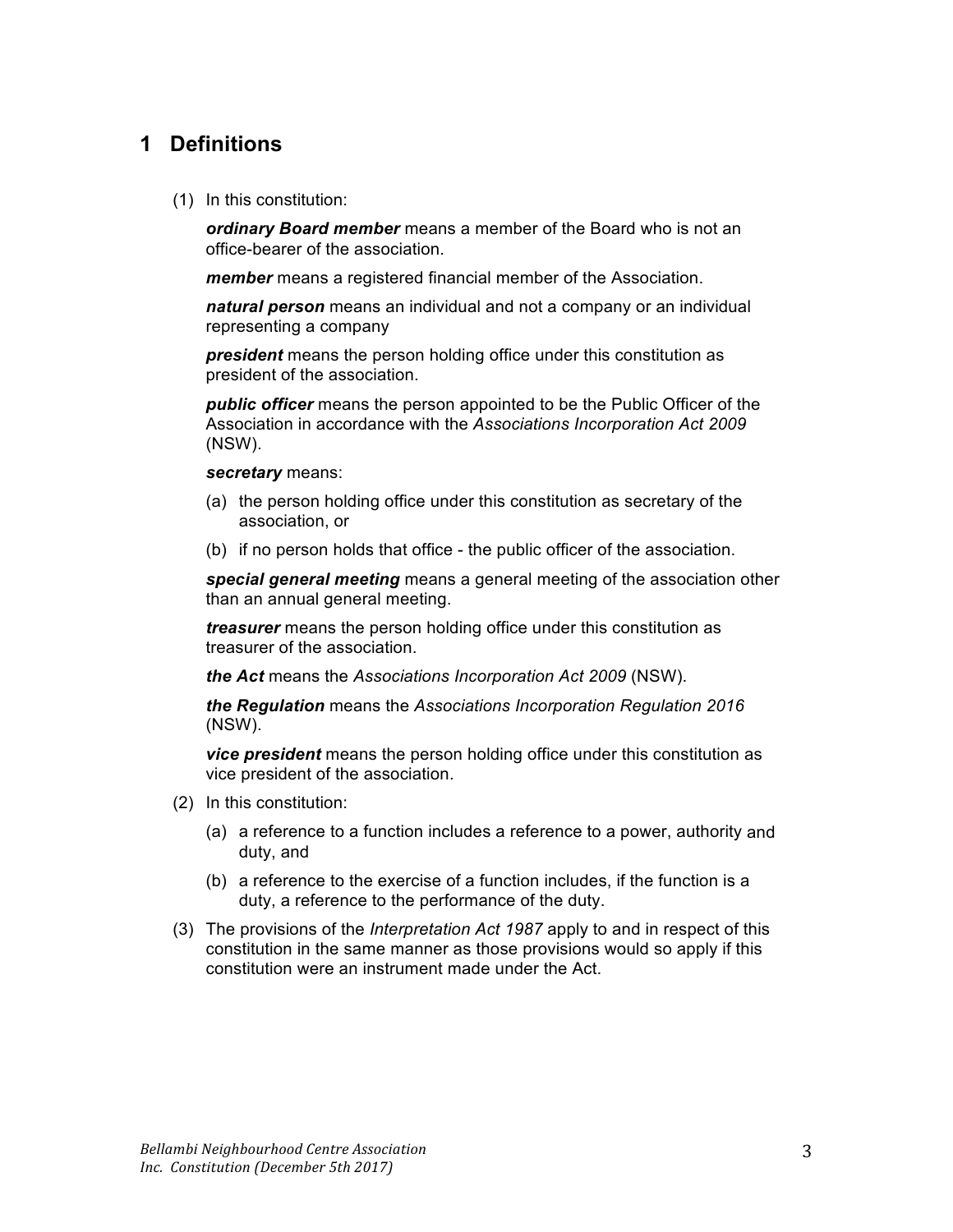## 1 Definitions

(1) In this constitution:

***ordinary Board member*** means a member of the Board who is not an office-bearer of the association.

***member*** means a registered financial member of the Association.

***natural person*** means an individual and not a company or an individual representing a company

***president*** means the person holding office under this constitution as president of the association.

***public officer*** means the person appointed to be the Public Officer of the Association in accordance with the *Associations Incorporation Act 2009* (NSW).

***secretary*** means:

(a) the person holding office under this constitution as secretary of the association, or

(b) if no person holds that office - the public officer of the association.

***special general meeting*** means a general meeting of the association other than an annual general meeting.

***treasurer*** means the person holding office under this constitution as treasurer of the association.

***the Act*** means the *Associations Incorporation Act 2009* (NSW).

***the Regulation*** means the *Associations Incorporation Regulation 2016* (NSW).

***vice president*** means the person holding office under this constitution as vice president of the association.

(2) In this constitution:

(a) a reference to a function includes a reference to a power, authority and duty, and

(b) a reference to the exercise of a function includes, if the function is a duty, a reference to the performance of the duty.

(3) The provisions of the *Interpretation Act 1987* apply to and in respect of this constitution in the same manner as those provisions would so apply if this constitution were an instrument made under the Act.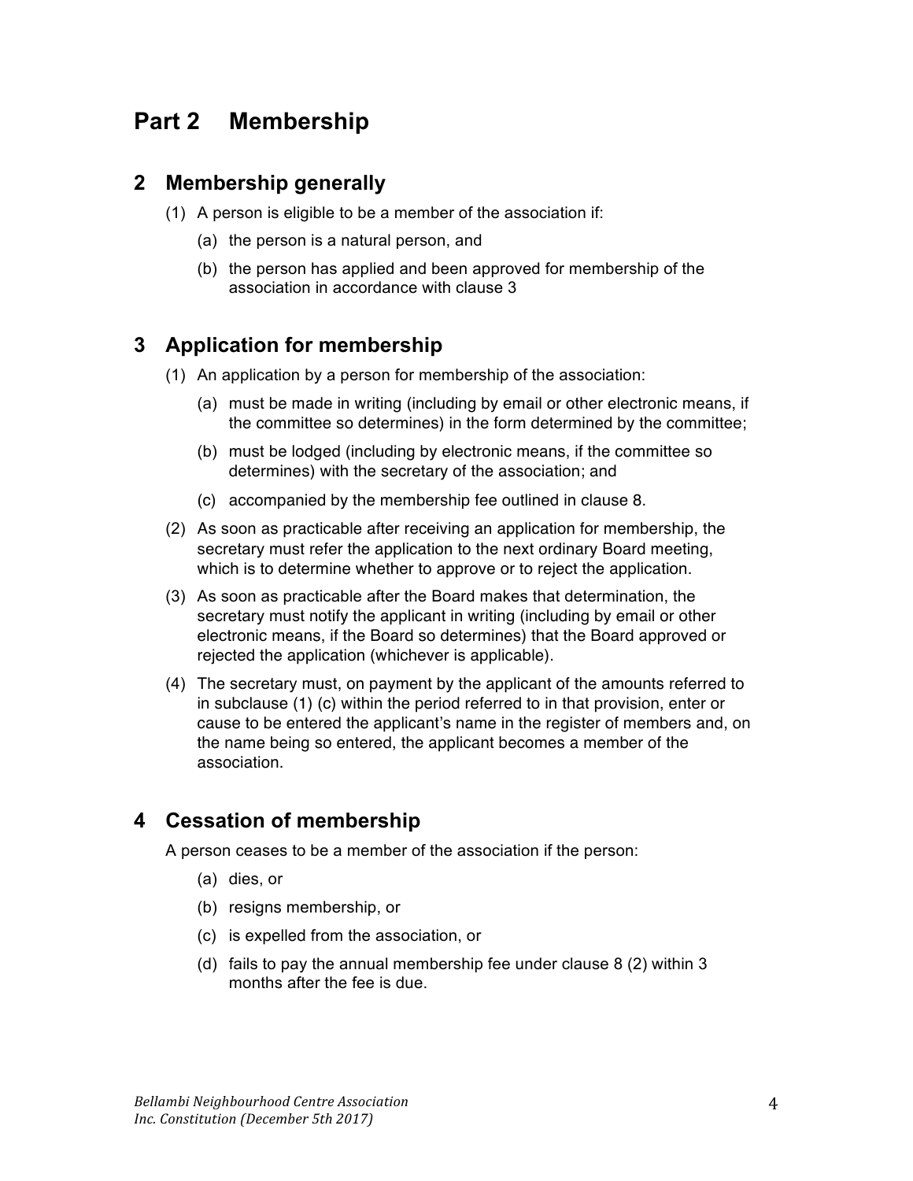# Part 2 Membership

## 2 Membership generally

(1) A person is eligible to be a member of the association if:

(a) the person is a natural person, and

(b) the person has applied and been approved for membership of the association in accordance with clause 3

## 3 Application for membership

(1) An application by a person for membership of the association:

(a) must be made in writing (including by email or other electronic means, if the committee so determines) in the form determined by the committee;

(b) must be lodged (including by electronic means, if the committee so determines) with the secretary of the association; and

(c) accompanied by the membership fee outlined in clause 8.

(2) As soon as practicable after receiving an application for membership, the secretary must refer the application to the next ordinary Board meeting, which is to determine whether to approve or to reject the application.

(3) As soon as practicable after the Board makes that determination, the secretary must notify the applicant in writing (including by email or other electronic means, if the Board so determines) that the Board approved or rejected the application (whichever is applicable).

(4) The secretary must, on payment by the applicant of the amounts referred to in subclause (1) (c) within the period referred to in that provision, enter or cause to be entered the applicant's name in the register of members and, on the name being so entered, the applicant becomes a member of the association.

## 4 Cessation of membership

A person ceases to be a member of the association if the person:

(a) dies, or

(b) resigns membership, or

(c) is expelled from the association, or

(d) fails to pay the annual membership fee under clause 8 (2) within 3 months after the fee is due.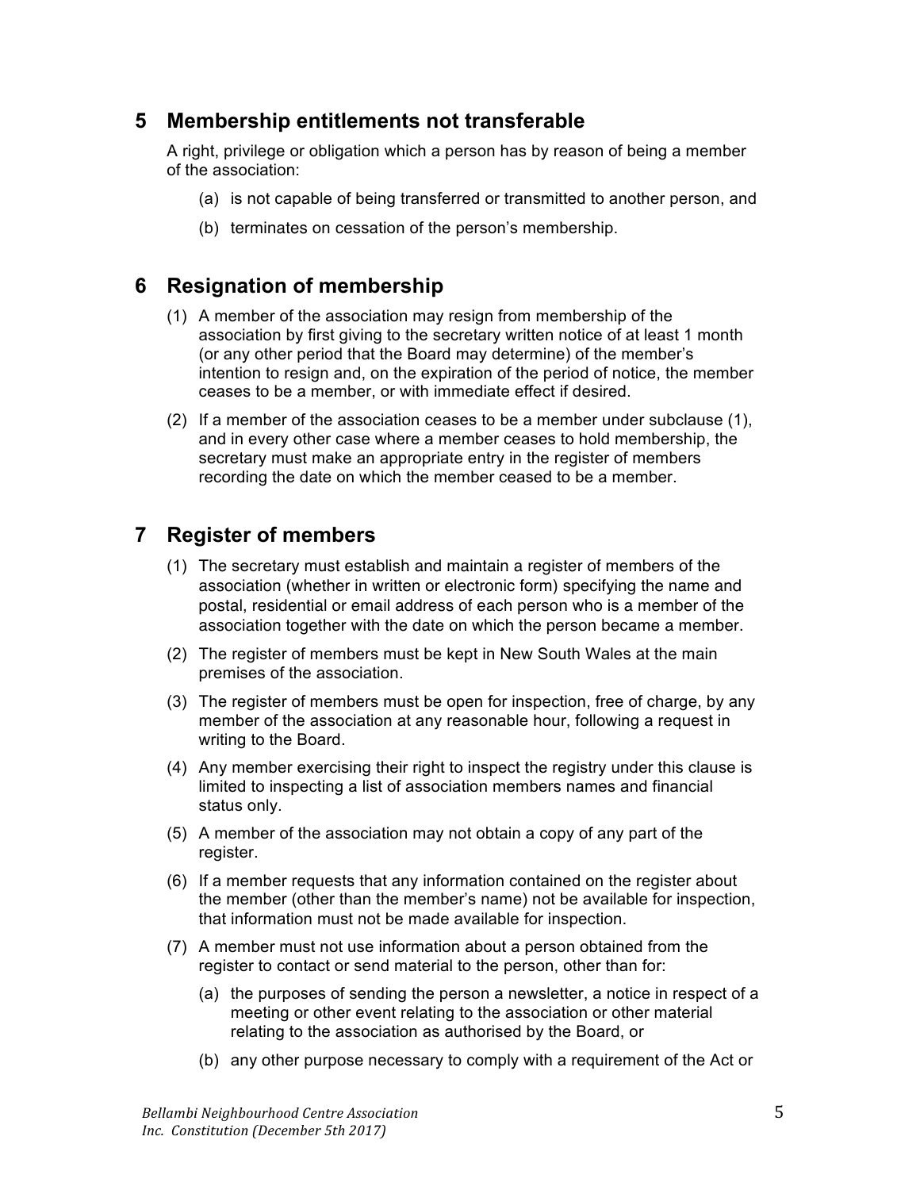## 5 Membership entitlements not transferable

A right, privilege or obligation which a person has by reason of being a member of the association:

(a) is not capable of being transferred or transmitted to another person, and

(b) terminates on cessation of the person's membership.

## 6 Resignation of membership

(1) A member of the association may resign from membership of the association by first giving to the secretary written notice of at least 1 month (or any other period that the Board may determine) of the member's intention to resign and, on the expiration of the period of notice, the member ceases to be a member, or with immediate effect if desired.

(2) If a member of the association ceases to be a member under subclause (1), and in every other case where a member ceases to hold membership, the secretary must make an appropriate entry in the register of members recording the date on which the member ceased to be a member.

## 7 Register of members

(1) The secretary must establish and maintain a register of members of the association (whether in written or electronic form) specifying the name and postal, residential or email address of each person who is a member of the association together with the date on which the person became a member.

(2) The register of members must be kept in New South Wales at the main premises of the association.

(3) The register of members must be open for inspection, free of charge, by any member of the association at any reasonable hour, following a request in writing to the Board.

(4) Any member exercising their right to inspect the registry under this clause is limited to inspecting a list of association members names and financial status only.

(5) A member of the association may not obtain a copy of any part of the register.

(6) If a member requests that any information contained on the register about the member (other than the member's name) not be available for inspection, that information must not be made available for inspection.

(7) A member must not use information about a person obtained from the register to contact or send material to the person, other than for:

(a) the purposes of sending the person a newsletter, a notice in respect of a meeting or other event relating to the association or other material relating to the association as authorised by the Board, or

(b) any other purpose necessary to comply with a requirement of the Act or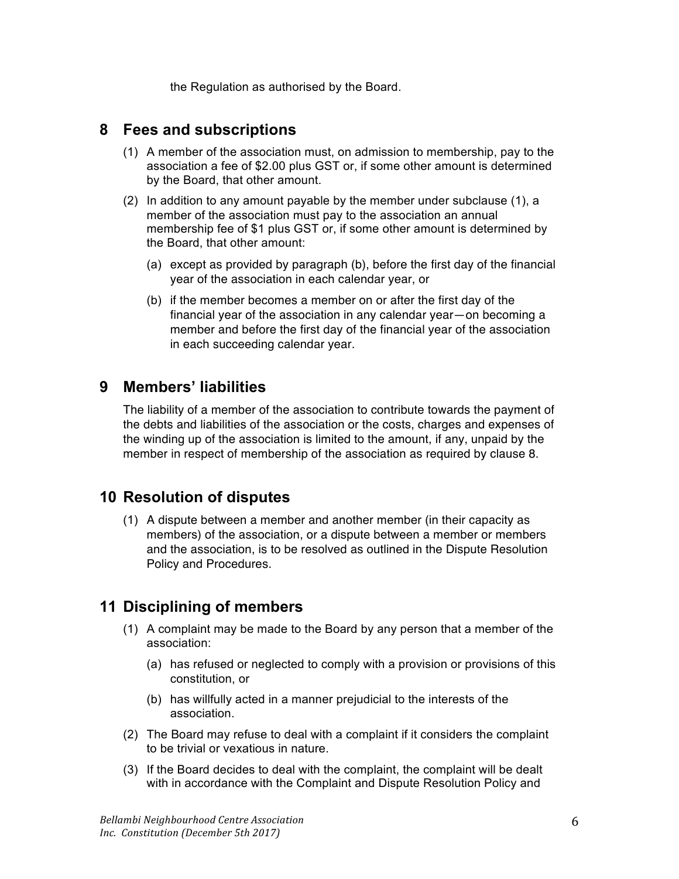the Regulation as authorised by the Board.

## 8 Fees and subscriptions

(1) A member of the association must, on admission to membership, pay to the association a fee of $2.00 plus GST or, if some other amount is determined by the Board, that other amount.

(2) In addition to any amount payable by the member under subclause (1), a member of the association must pay to the association an annual membership fee of $1 plus GST or, if some other amount is determined by the Board, that other amount:

(a) except as provided by paragraph (b), before the first day of the financial year of the association in each calendar year, or

(b) if the member becomes a member on or after the first day of the financial year of the association in any calendar year—on becoming a member and before the first day of the financial year of the association in each succeeding calendar year.

## 9 Members' liabilities

The liability of a member of the association to contribute towards the payment of the debts and liabilities of the association or the costs, charges and expenses of the winding up of the association is limited to the amount, if any, unpaid by the member in respect of membership of the association as required by clause 8.

## 10 Resolution of disputes

(1) A dispute between a member and another member (in their capacity as members) of the association, or a dispute between a member or members and the association, is to be resolved as outlined in the Dispute Resolution Policy and Procedures.

## 11 Disciplining of members

(1) A complaint may be made to the Board by any person that a member of the association:

(a) has refused or neglected to comply with a provision or provisions of this constitution, or

(b) has willfully acted in a manner prejudicial to the interests of the association.

(2) The Board may refuse to deal with a complaint if it considers the complaint to be trivial or vexatious in nature.

(3) If the Board decides to deal with the complaint, the complaint will be dealt with in accordance with the Complaint and Dispute Resolution Policy and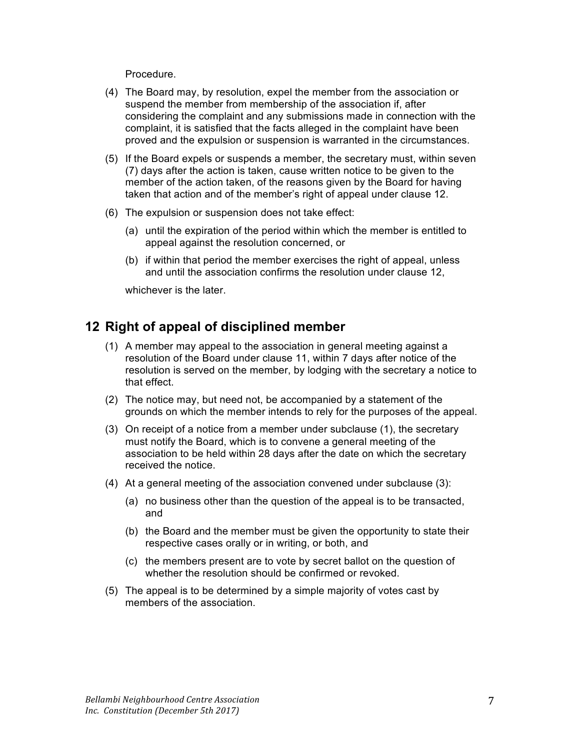Procedure.

(4) The Board may, by resolution, expel the member from the association or suspend the member from membership of the association if, after considering the complaint and any submissions made in connection with the complaint, it is satisfied that the facts alleged in the complaint have been proved and the expulsion or suspension is warranted in the circumstances.

(5) If the Board expels or suspends a member, the secretary must, within seven (7) days after the action is taken, cause written notice to be given to the member of the action taken, of the reasons given by the Board for having taken that action and of the member's right of appeal under clause 12.

(6) The expulsion or suspension does not take effect:

   (a) until the expiration of the period within which the member is entitled to appeal against the resolution concerned, or

   (b) if within that period the member exercises the right of appeal, unless and until the association confirms the resolution under clause 12,

   whichever is the later.

## 12 Right of appeal of disciplined member

(1) A member may appeal to the association in general meeting against a resolution of the Board under clause 11, within 7 days after notice of the resolution is served on the member, by lodging with the secretary a notice to that effect.

(2) The notice may, but need not, be accompanied by a statement of the grounds on which the member intends to rely for the purposes of the appeal.

(3) On receipt of a notice from a member under subclause (1), the secretary must notify the Board, which is to convene a general meeting of the association to be held within 28 days after the date on which the secretary received the notice.

(4) At a general meeting of the association convened under subclause (3):

   (a) no business other than the question of the appeal is to be transacted, and

   (b) the Board and the member must be given the opportunity to state their respective cases orally or in writing, or both, and

   (c) the members present are to vote by secret ballot on the question of whether the resolution should be confirmed or revoked.

(5) The appeal is to be determined by a simple majority of votes cast by members of the association.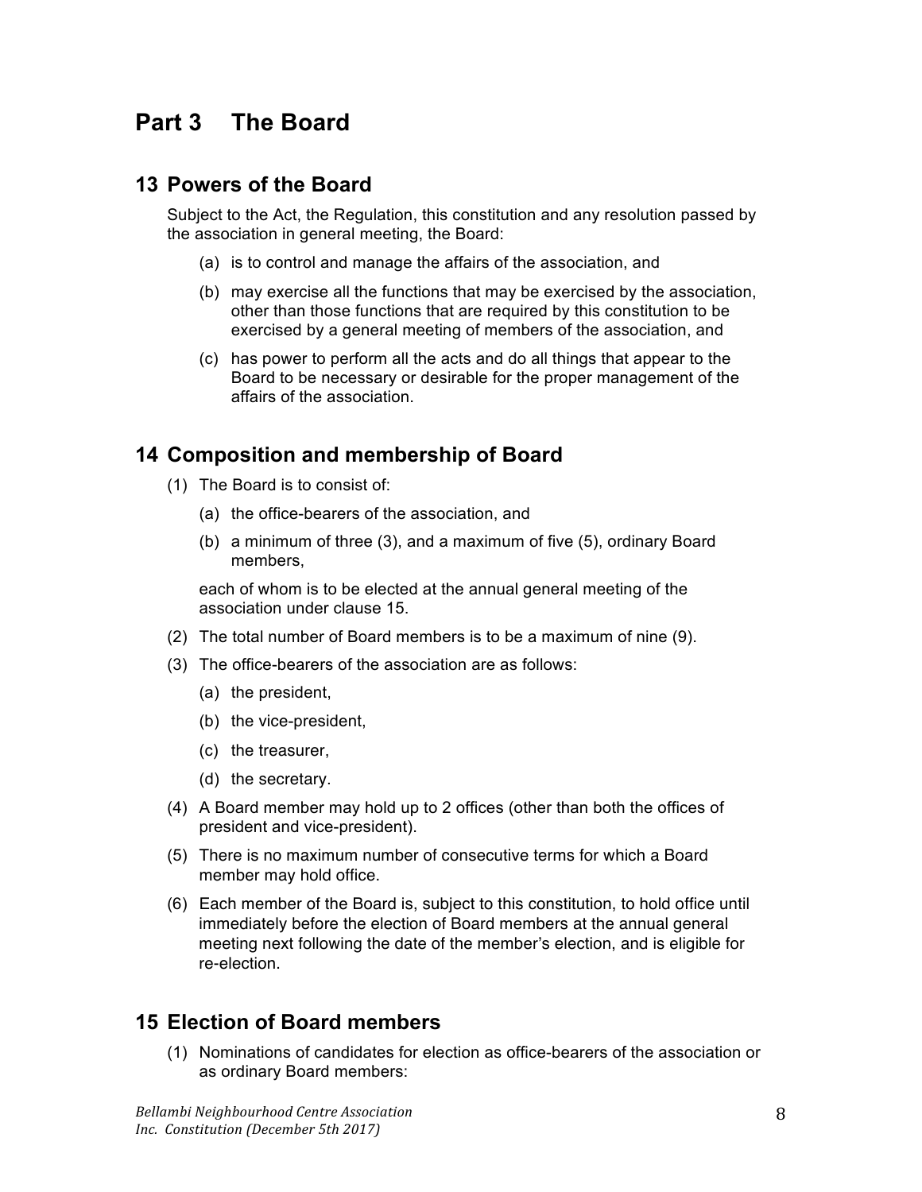# Part 3 The Board

## 13 Powers of the Board

Subject to the Act, the Regulation, this constitution and any resolution passed by the association in general meeting, the Board:

(a) is to control and manage the affairs of the association, and

(b) may exercise all the functions that may be exercised by the association, other than those functions that are required by this constitution to be exercised by a general meeting of members of the association, and

(c) has power to perform all the acts and do all things that appear to the Board to be necessary or desirable for the proper management of the affairs of the association.

## 14 Composition and membership of Board

(1) The Board is to consist of:

(a) the office-bearers of the association, and

(b) a minimum of three (3), and a maximum of five (5), ordinary Board members,

each of whom is to be elected at the annual general meeting of the association under clause 15.

(2) The total number of Board members is to be a maximum of nine (9).

(3) The office-bearers of the association are as follows:

(a) the president,

(b) the vice-president,

(c) the treasurer,

(d) the secretary.

(4) A Board member may hold up to 2 offices (other than both the offices of president and vice-president).

(5) There is no maximum number of consecutive terms for which a Board member may hold office.

(6) Each member of the Board is, subject to this constitution, to hold office until immediately before the election of Board members at the annual general meeting next following the date of the member's election, and is eligible for re-election.

## 15 Election of Board members

(1) Nominations of candidates for election as office-bearers of the association or as ordinary Board members: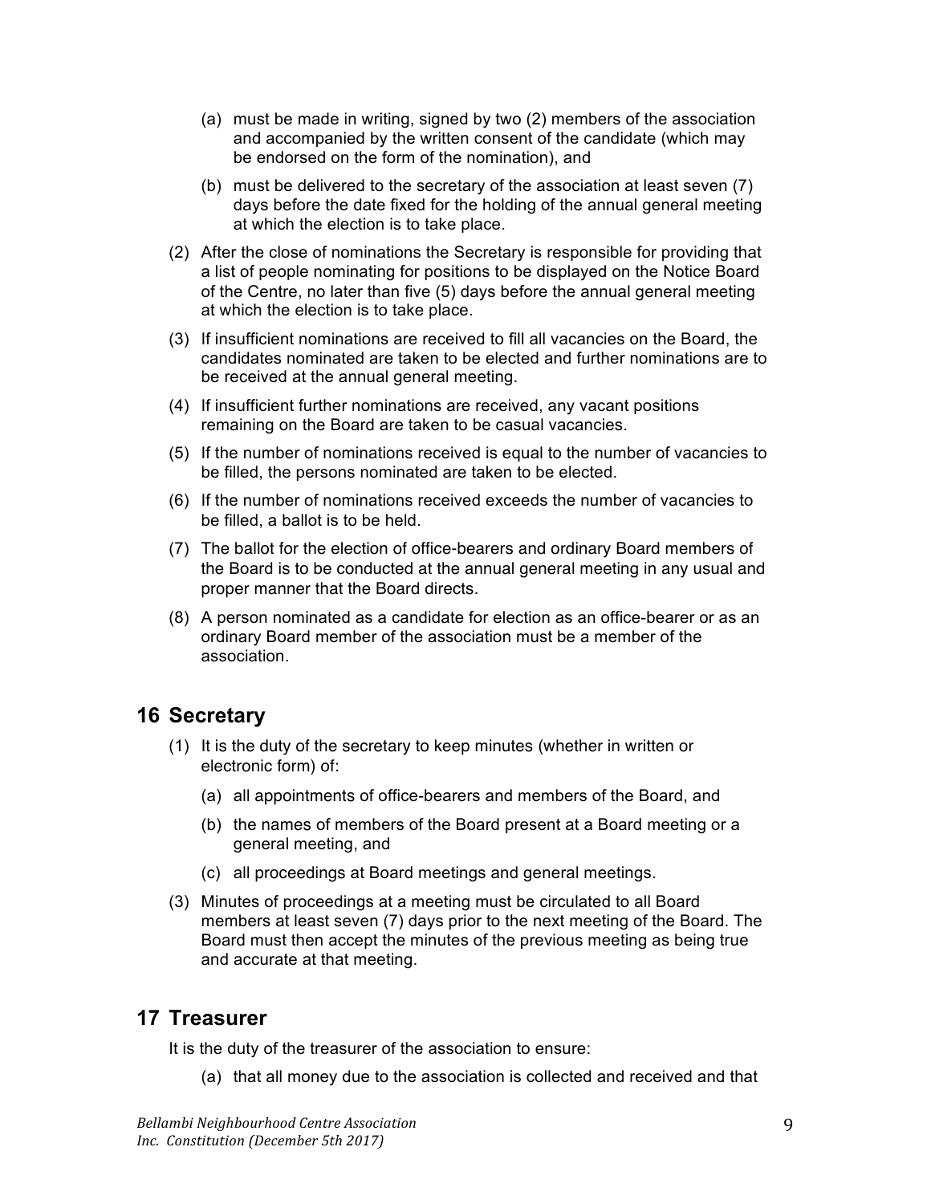(a) must be made in writing, signed by two (2) members of the association and accompanied by the written consent of the candidate (which may be endorsed on the form of the nomination), and

   (b) must be delivered to the secretary of the association at least seven (7) days before the date fixed for the holding of the annual general meeting at which the election is to take place.

(2) After the close of nominations the Secretary is responsible for providing that a list of people nominating for positions to be displayed on the Notice Board of the Centre, no later than five (5) days before the annual general meeting at which the election is to take place.

(3) If insufficient nominations are received to fill all vacancies on the Board, the candidates nominated are taken to be elected and further nominations are to be received at the annual general meeting.

(4) If insufficient further nominations are received, any vacant positions remaining on the Board are taken to be casual vacancies.

(5) If the number of nominations received is equal to the number of vacancies to be filled, the persons nominated are taken to be elected.

(6) If the number of nominations received exceeds the number of vacancies to be filled, a ballot is to be held.

(7) The ballot for the election of office-bearers and ordinary Board members of the Board is to be conducted at the annual general meeting in any usual and proper manner that the Board directs.

(8) A person nominated as a candidate for election as an office-bearer or as an ordinary Board member of the association must be a member of the association.

## 16 Secretary

(1) It is the duty of the secretary to keep minutes (whether in written or electronic form) of:

   (a) all appointments of office-bearers and members of the Board, and

   (b) the names of members of the Board present at a Board meeting or a general meeting, and

   (c) all proceedings at Board meetings and general meetings.

(3) Minutes of proceedings at a meeting must be circulated to all Board members at least seven (7) days prior to the next meeting of the Board. The Board must then accept the minutes of the previous meeting as being true and accurate at that meeting.

## 17 Treasurer

It is the duty of the treasurer of the association to ensure:

   (a) that all money due to the association is collected and received and that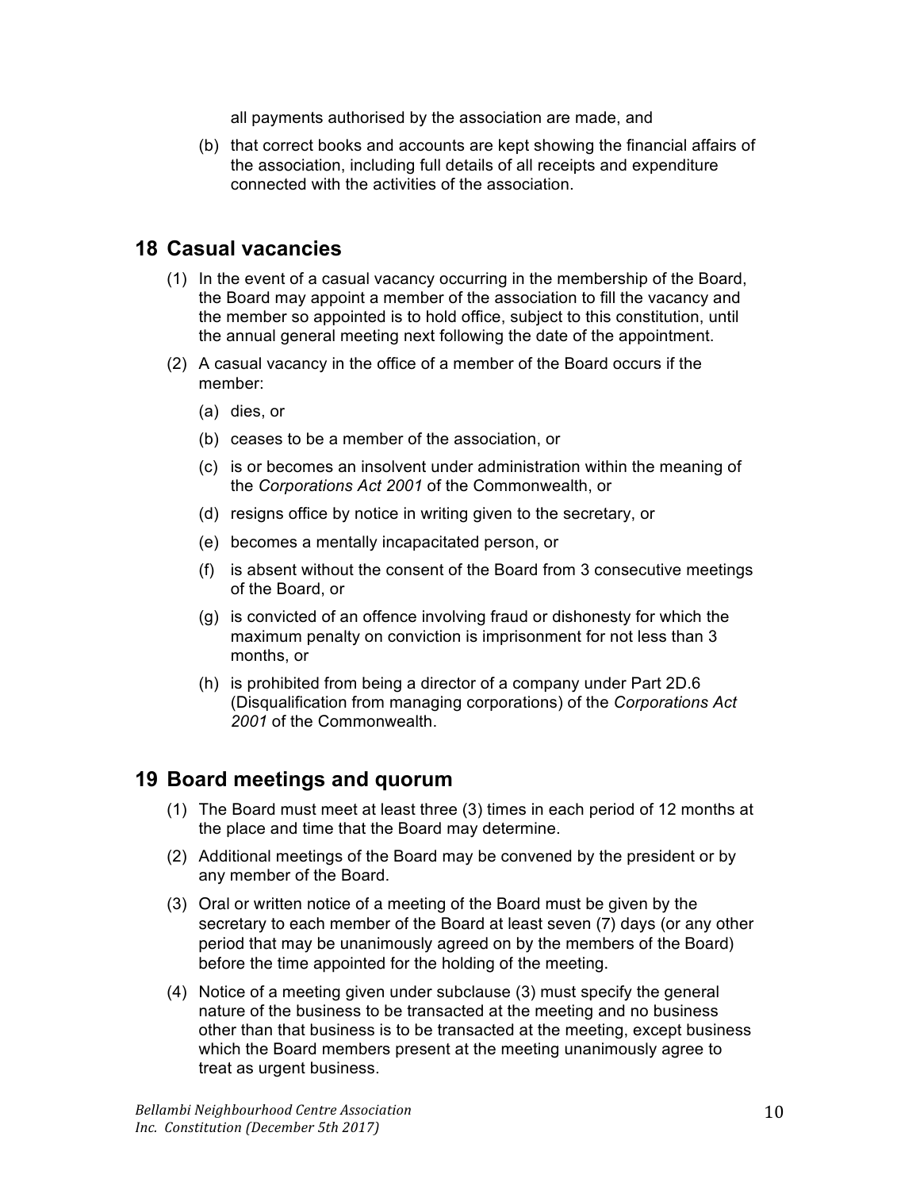all payments authorised by the association are made, and

(b) that correct books and accounts are kept showing the financial affairs of the association, including full details of all receipts and expenditure connected with the activities of the association.

## 18 Casual vacancies

(1) In the event of a casual vacancy occurring in the membership of the Board, the Board may appoint a member of the association to fill the vacancy and the member so appointed is to hold office, subject to this constitution, until the annual general meeting next following the date of the appointment.

(2) A casual vacancy in the office of a member of the Board occurs if the member:

(a) dies, or

(b) ceases to be a member of the association, or

(c) is or becomes an insolvent under administration within the meaning of the *Corporations Act 2001* of the Commonwealth, or

(d) resigns office by notice in writing given to the secretary, or

(e) becomes a mentally incapacitated person, or

(f) is absent without the consent of the Board from 3 consecutive meetings of the Board, or

(g) is convicted of an offence involving fraud or dishonesty for which the maximum penalty on conviction is imprisonment for not less than 3 months, or

(h) is prohibited from being a director of a company under Part 2D.6 (Disqualification from managing corporations) of the *Corporations Act 2001* of the Commonwealth.

## 19 Board meetings and quorum

(1) The Board must meet at least three (3) times in each period of 12 months at the place and time that the Board may determine.

(2) Additional meetings of the Board may be convened by the president or by any member of the Board.

(3) Oral or written notice of a meeting of the Board must be given by the secretary to each member of the Board at least seven (7) days (or any other period that may be unanimously agreed on by the members of the Board) before the time appointed for the holding of the meeting.

(4) Notice of a meeting given under subclause (3) must specify the general nature of the business to be transacted at the meeting and no business other than that business is to be transacted at the meeting, except business which the Board members present at the meeting unanimously agree to treat as urgent business.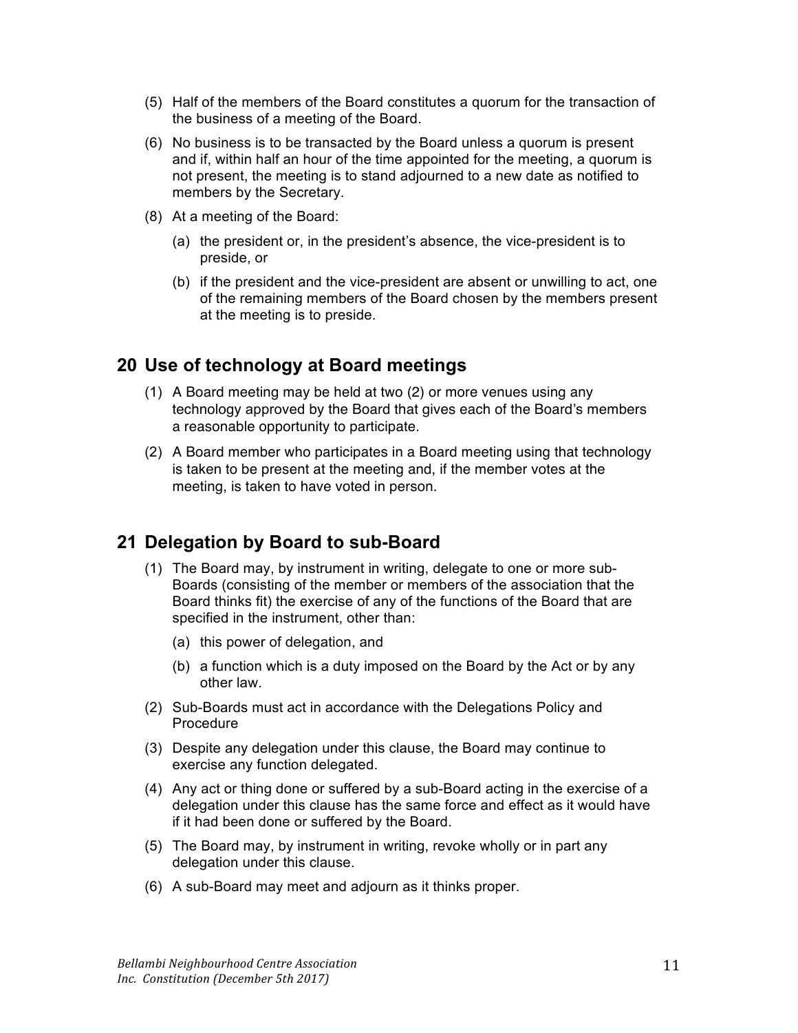(5) Half of the members of the Board constitutes a quorum for the transaction of the business of a meeting of the Board.

(6) No business is to be transacted by the Board unless a quorum is present and if, within half an hour of the time appointed for the meeting, a quorum is not present, the meeting is to stand adjourned to a new date as notified to members by the Secretary.

(8) At a meeting of the Board:

   (a) the president or, in the president's absence, the vice-president is to preside, or

   (b) if the president and the vice-president are absent or unwilling to act, one of the remaining members of the Board chosen by the members present at the meeting is to preside.

## 20 Use of technology at Board meetings

(1) A Board meeting may be held at two (2) or more venues using any technology approved by the Board that gives each of the Board's members a reasonable opportunity to participate.

(2) A Board member who participates in a Board meeting using that technology is taken to be present at the meeting and, if the member votes at the meeting, is taken to have voted in person.

## 21 Delegation by Board to sub-Board

(1) The Board may, by instrument in writing, delegate to one or more sub-Boards (consisting of the member or members of the association that the Board thinks fit) the exercise of any of the functions of the Board that are specified in the instrument, other than:

   (a) this power of delegation, and

   (b) a function which is a duty imposed on the Board by the Act or by any other law.

(2) Sub-Boards must act in accordance with the Delegations Policy and Procedure

(3) Despite any delegation under this clause, the Board may continue to exercise any function delegated.

(4) Any act or thing done or suffered by a sub-Board acting in the exercise of a delegation under this clause has the same force and effect as it would have if it had been done or suffered by the Board.

(5) The Board may, by instrument in writing, revoke wholly or in part any delegation under this clause.

(6) A sub-Board may meet and adjourn as it thinks proper.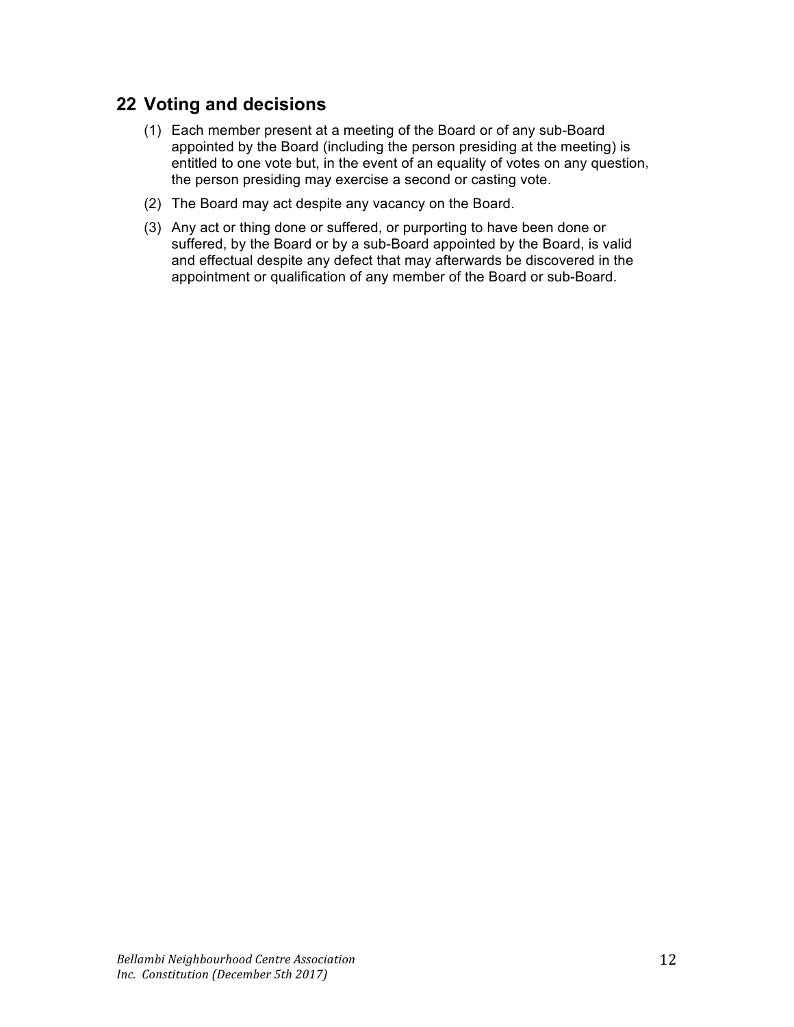## 22 Voting and decisions

(1) Each member present at a meeting of the Board or of any sub-Board appointed by the Board (including the person presiding at the meeting) is entitled to one vote but, in the event of an equality of votes on any question, the person presiding may exercise a second or casting vote.

(2) The Board may act despite any vacancy on the Board.

(3) Any act or thing done or suffered, or purporting to have been done or suffered, by the Board or by a sub-Board appointed by the Board, is valid and effectual despite any defect that may afterwards be discovered in the appointment or qualification of any member of the Board or sub-Board.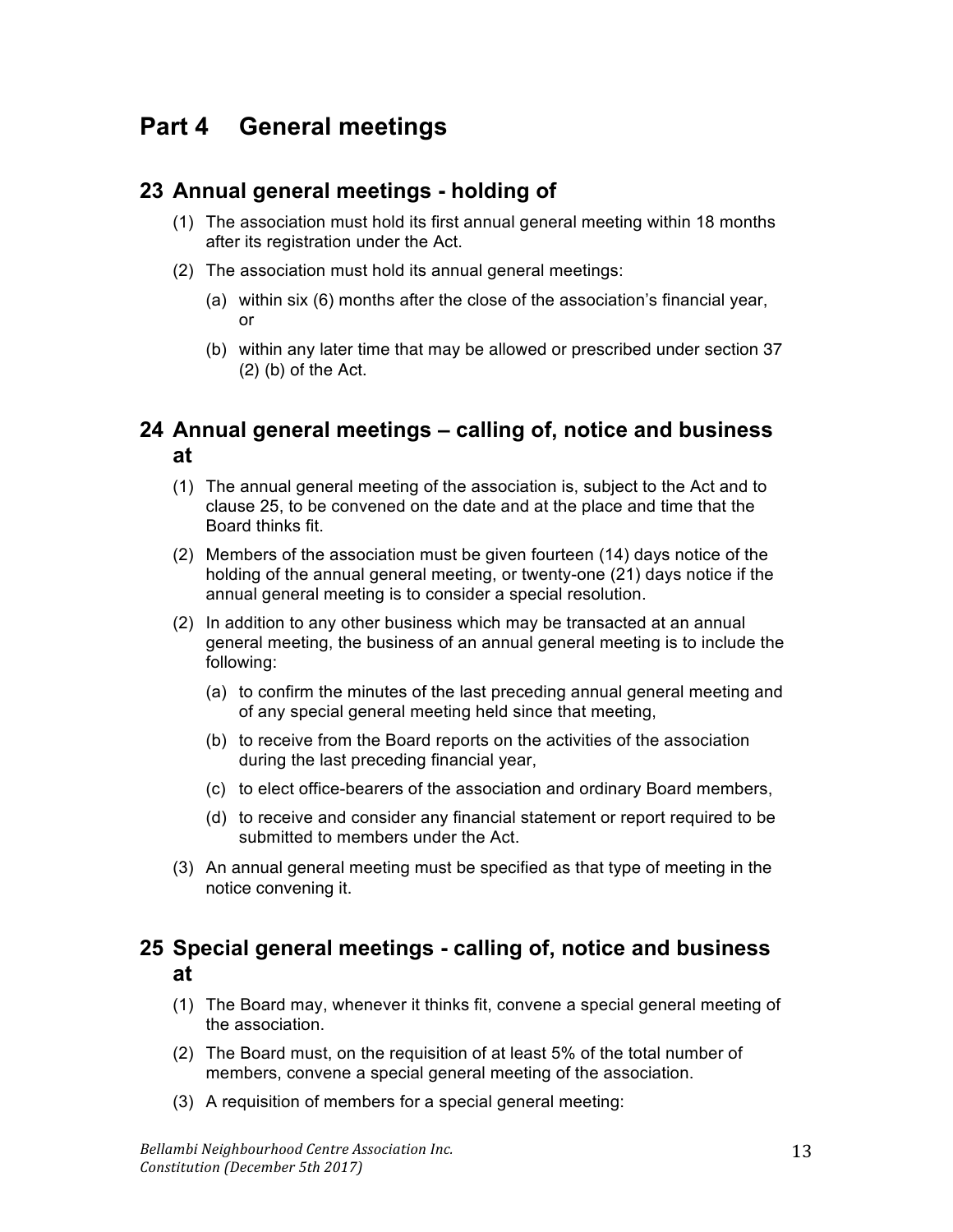# Part 4 General meetings

## 23 Annual general meetings - holding of

(1) The association must hold its first annual general meeting within 18 months after its registration under the Act.

(2) The association must hold its annual general meetings:

(a) within six (6) months after the close of the association's financial year, or

(b) within any later time that may be allowed or prescribed under section 37 (2) (b) of the Act.

## 24 Annual general meetings – calling of, notice and business at

(1) The annual general meeting of the association is, subject to the Act and to clause 25, to be convened on the date and at the place and time that the Board thinks fit.

(2) Members of the association must be given fourteen (14) days notice of the holding of the annual general meeting, or twenty-one (21) days notice if the annual general meeting is to consider a special resolution.

(2) In addition to any other business which may be transacted at an annual general meeting, the business of an annual general meeting is to include the following:

(a) to confirm the minutes of the last preceding annual general meeting and of any special general meeting held since that meeting,

(b) to receive from the Board reports on the activities of the association during the last preceding financial year,

(c) to elect office-bearers of the association and ordinary Board members,

(d) to receive and consider any financial statement or report required to be submitted to members under the Act.

(3) An annual general meeting must be specified as that type of meeting in the notice convening it.

## 25 Special general meetings - calling of, notice and business at

(1) The Board may, whenever it thinks fit, convene a special general meeting of the association.

(2) The Board must, on the requisition of at least 5% of the total number of members, convene a special general meeting of the association.

(3) A requisition of members for a special general meeting: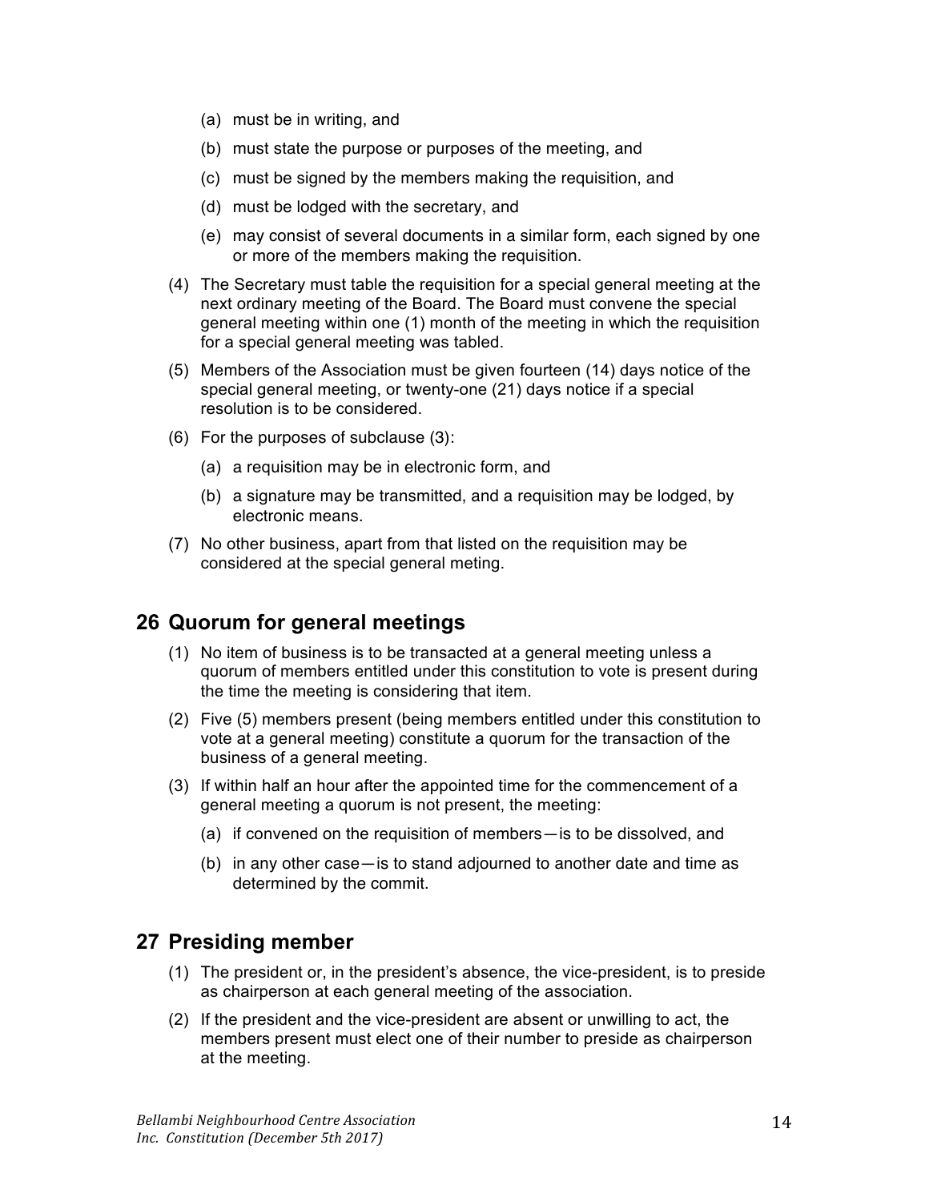(a) must be in writing, and

(b) must state the purpose or purposes of the meeting, and

(c) must be signed by the members making the requisition, and

(d) must be lodged with the secretary, and

(e) may consist of several documents in a similar form, each signed by one or more of the members making the requisition.

(4) The Secretary must table the requisition for a special general meeting at the next ordinary meeting of the Board. The Board must convene the special general meeting within one (1) month of the meeting in which the requisition for a special general meeting was tabled.

(5) Members of the Association must be given fourteen (14) days notice of the special general meeting, or twenty-one (21) days notice if a special resolution is to be considered.

(6) For the purposes of subclause (3):

(a) a requisition may be in electronic form, and

(b) a signature may be transmitted, and a requisition may be lodged, by electronic means.

(7) No other business, apart from that listed on the requisition may be considered at the special general meting.

## 26 Quorum for general meetings

(1) No item of business is to be transacted at a general meeting unless a quorum of members entitled under this constitution to vote is present during the time the meeting is considering that item.

(2) Five (5) members present (being members entitled under this constitution to vote at a general meeting) constitute a quorum for the transaction of the business of a general meeting.

(3) If within half an hour after the appointed time for the commencement of a general meeting a quorum is not present, the meeting:

(a) if convened on the requisition of members—is to be dissolved, and

(b) in any other case—is to stand adjourned to another date and time as determined by the commit.

## 27 Presiding member

(1) The president or, in the president's absence, the vice-president, is to preside as chairperson at each general meeting of the association.

(2) If the president and the vice-president are absent or unwilling to act, the members present must elect one of their number to preside as chairperson at the meeting.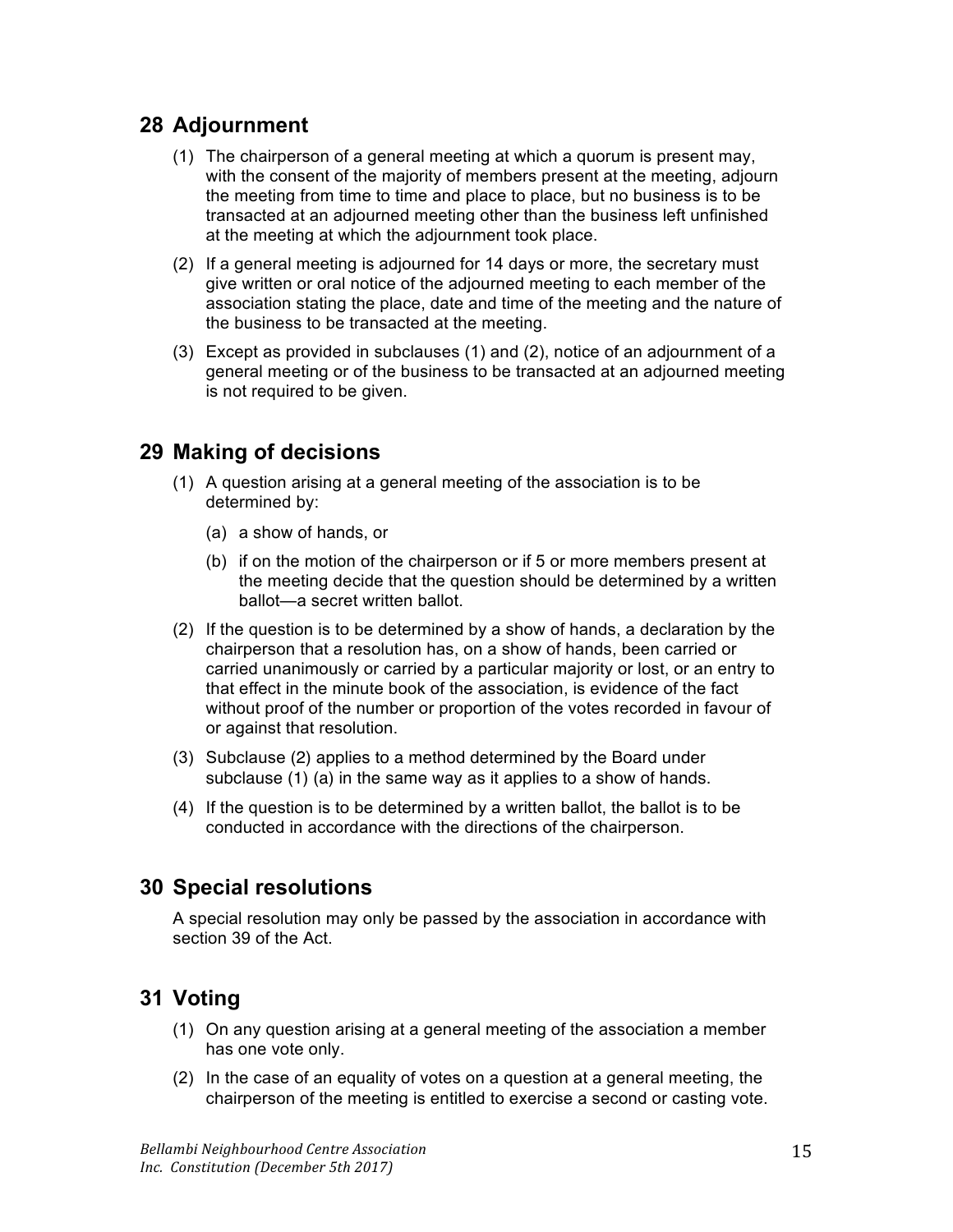## 28 Adjournment

(1) The chairperson of a general meeting at which a quorum is present may, with the consent of the majority of members present at the meeting, adjourn the meeting from time to time and place to place, but no business is to be transacted at an adjourned meeting other than the business left unfinished at the meeting at which the adjournment took place.

(2) If a general meeting is adjourned for 14 days or more, the secretary must give written or oral notice of the adjourned meeting to each member of the association stating the place, date and time of the meeting and the nature of the business to be transacted at the meeting.

(3) Except as provided in subclauses (1) and (2), notice of an adjournment of a general meeting or of the business to be transacted at an adjourned meeting is not required to be given.

## 29 Making of decisions

(1) A question arising at a general meeting of the association is to be determined by:

(a) a show of hands, or

(b) if on the motion of the chairperson or if 5 or more members present at the meeting decide that the question should be determined by a written ballot—a secret written ballot.

(2) If the question is to be determined by a show of hands, a declaration by the chairperson that a resolution has, on a show of hands, been carried or carried unanimously or carried by a particular majority or lost, or an entry to that effect in the minute book of the association, is evidence of the fact without proof of the number or proportion of the votes recorded in favour of or against that resolution.

(3) Subclause (2) applies to a method determined by the Board under subclause (1) (a) in the same way as it applies to a show of hands.

(4) If the question is to be determined by a written ballot, the ballot is to be conducted in accordance with the directions of the chairperson.

## 30 Special resolutions

A special resolution may only be passed by the association in accordance with section 39 of the Act.

## 31 Voting

(1) On any question arising at a general meeting of the association a member has one vote only.

(2) In the case of an equality of votes on a question at a general meeting, the chairperson of the meeting is entitled to exercise a second or casting vote.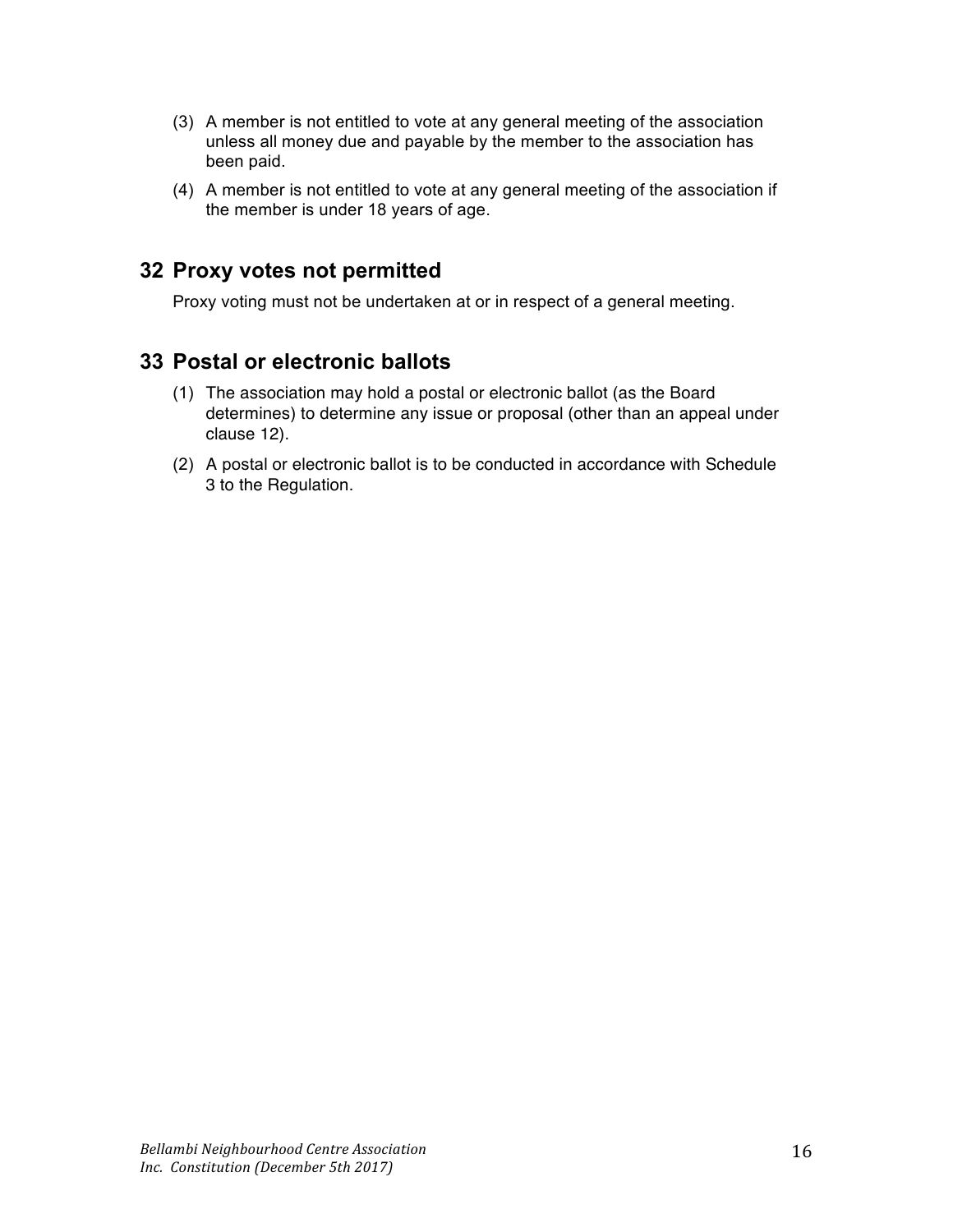(3) A member is not entitled to vote at any general meeting of the association unless all money due and payable by the member to the association has been paid.

(4) A member is not entitled to vote at any general meeting of the association if the member is under 18 years of age.

## 32 Proxy votes not permitted

Proxy voting must not be undertaken at or in respect of a general meeting.

## 33 Postal or electronic ballots

(1) The association may hold a postal or electronic ballot (as the Board determines) to determine any issue or proposal (other than an appeal under clause 12).

(2) A postal or electronic ballot is to be conducted in accordance with Schedule 3 to the Regulation.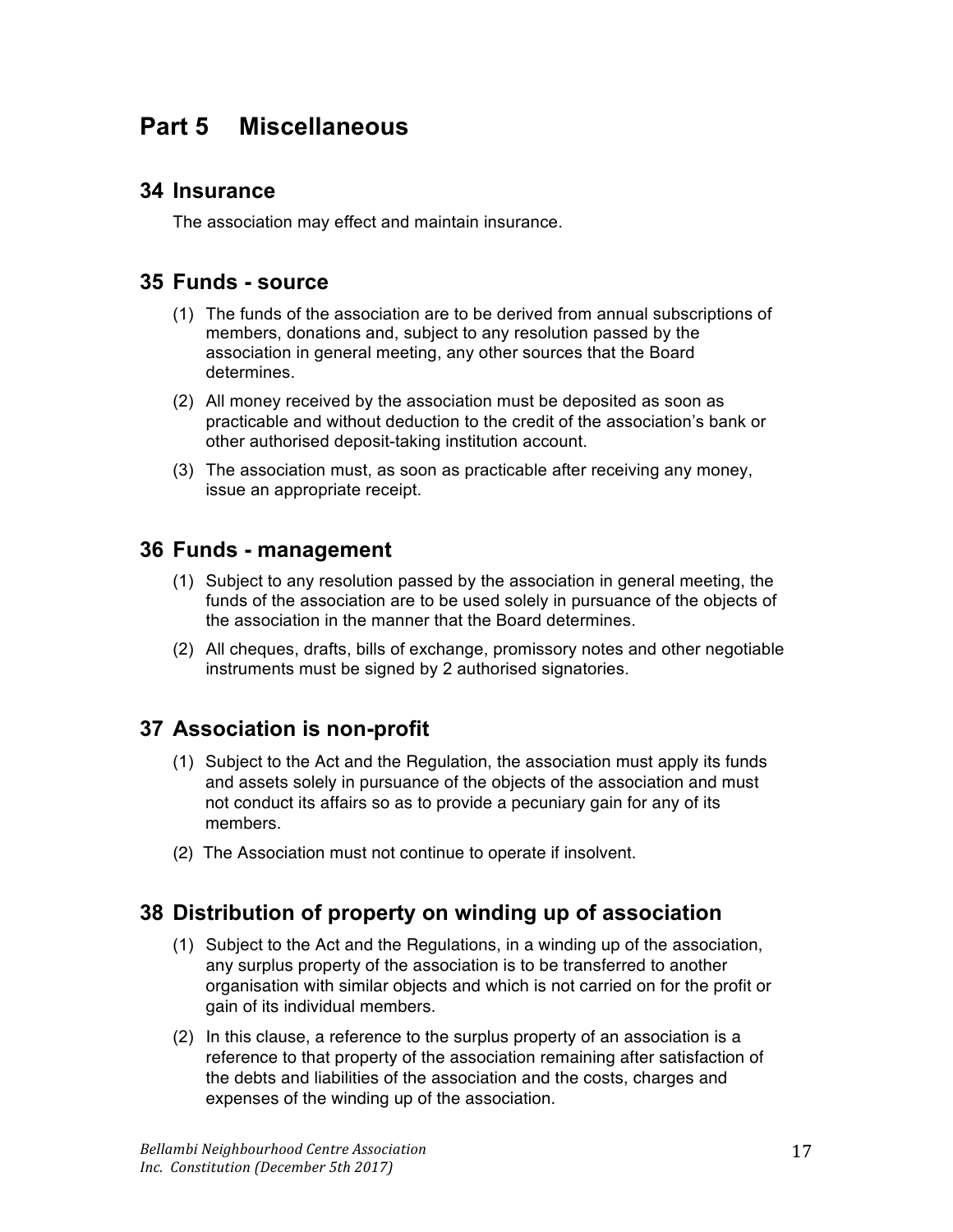# Part 5 Miscellaneous

## 34 Insurance

The association may effect and maintain insurance.

## 35 Funds - source

(1) The funds of the association are to be derived from annual subscriptions of members, donations and, subject to any resolution passed by the association in general meeting, any other sources that the Board determines.

(2) All money received by the association must be deposited as soon as practicable and without deduction to the credit of the association's bank or other authorised deposit-taking institution account.

(3) The association must, as soon as practicable after receiving any money, issue an appropriate receipt.

## 36 Funds - management

(1) Subject to any resolution passed by the association in general meeting, the funds of the association are to be used solely in pursuance of the objects of the association in the manner that the Board determines.

(2) All cheques, drafts, bills of exchange, promissory notes and other negotiable instruments must be signed by 2 authorised signatories.

## 37 Association is non-profit

(1) Subject to the Act and the Regulation, the association must apply its funds and assets solely in pursuance of the objects of the association and must not conduct its affairs so as to provide a pecuniary gain for any of its members.

(2) The Association must not continue to operate if insolvent.

## 38 Distribution of property on winding up of association

(1) Subject to the Act and the Regulations, in a winding up of the association, any surplus property of the association is to be transferred to another organisation with similar objects and which is not carried on for the profit or gain of its individual members.

(2) In this clause, a reference to the surplus property of an association is a reference to that property of the association remaining after satisfaction of the debts and liabilities of the association and the costs, charges and expenses of the winding up of the association.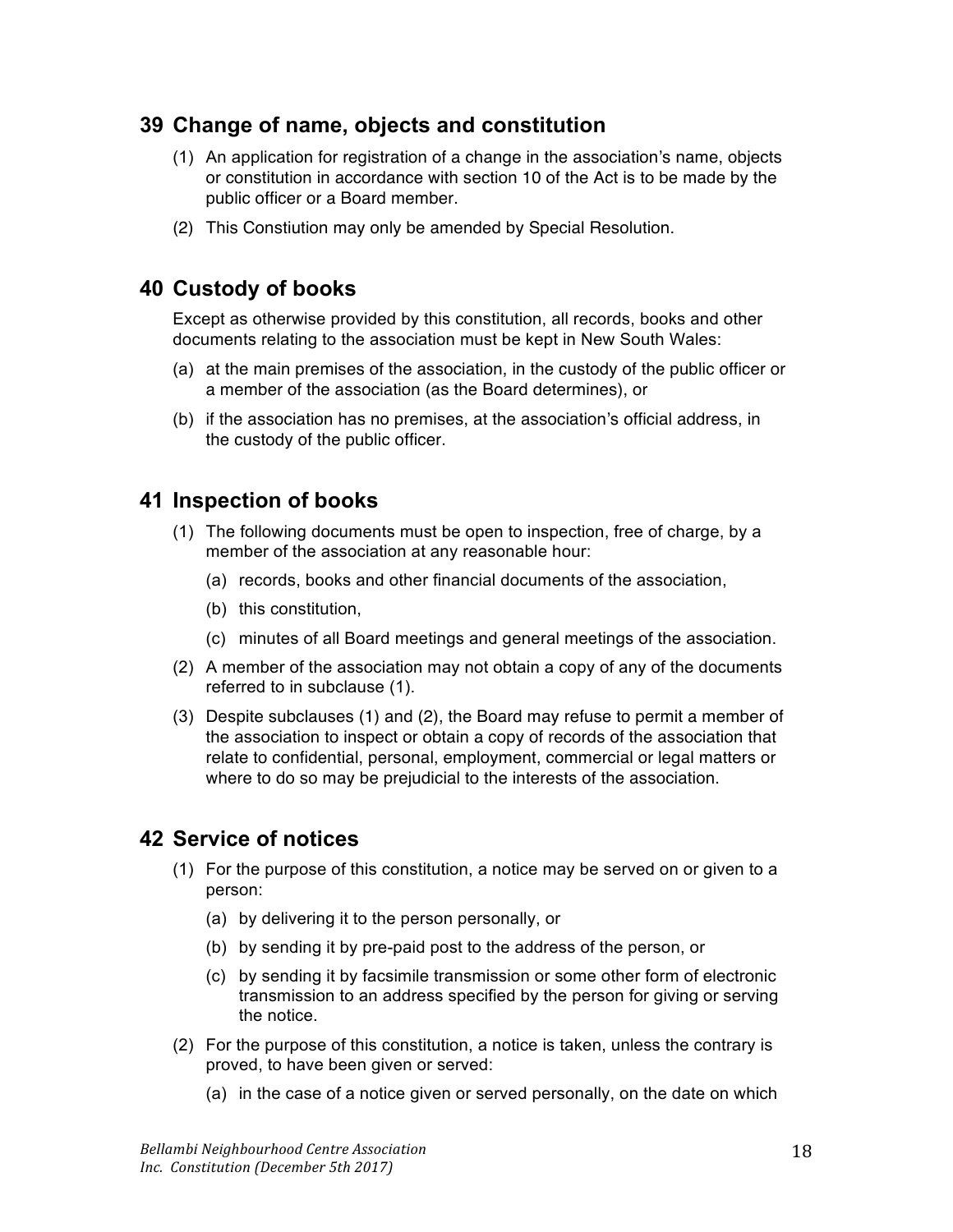## 39 Change of name, objects and constitution

(1) An application for registration of a change in the association's name, objects or constitution in accordance with section 10 of the Act is to be made by the public officer or a Board member.

(2) This Constiution may only be amended by Special Resolution.

## 40 Custody of books

Except as otherwise provided by this constitution, all records, books and other documents relating to the association must be kept in New South Wales:

(a) at the main premises of the association, in the custody of the public officer or a member of the association (as the Board determines), or

(b) if the association has no premises, at the association's official address, in the custody of the public officer.

## 41 Inspection of books

(1) The following documents must be open to inspection, free of charge, by a member of the association at any reasonable hour:

  (a) records, books and other financial documents of the association,

  (b) this constitution,

  (c) minutes of all Board meetings and general meetings of the association.

(2) A member of the association may not obtain a copy of any of the documents referred to in subclause (1).

(3) Despite subclauses (1) and (2), the Board may refuse to permit a member of the association to inspect or obtain a copy of records of the association that relate to confidential, personal, employment, commercial or legal matters or where to do so may be prejudicial to the interests of the association.

## 42 Service of notices

(1) For the purpose of this constitution, a notice may be served on or given to a person:

  (a) by delivering it to the person personally, or

  (b) by sending it by pre-paid post to the address of the person, or

  (c) by sending it by facsimile transmission or some other form of electronic transmission to an address specified by the person for giving or serving the notice.

(2) For the purpose of this constitution, a notice is taken, unless the contrary is proved, to have been given or served:

  (a) in the case of a notice given or served personally, on the date on which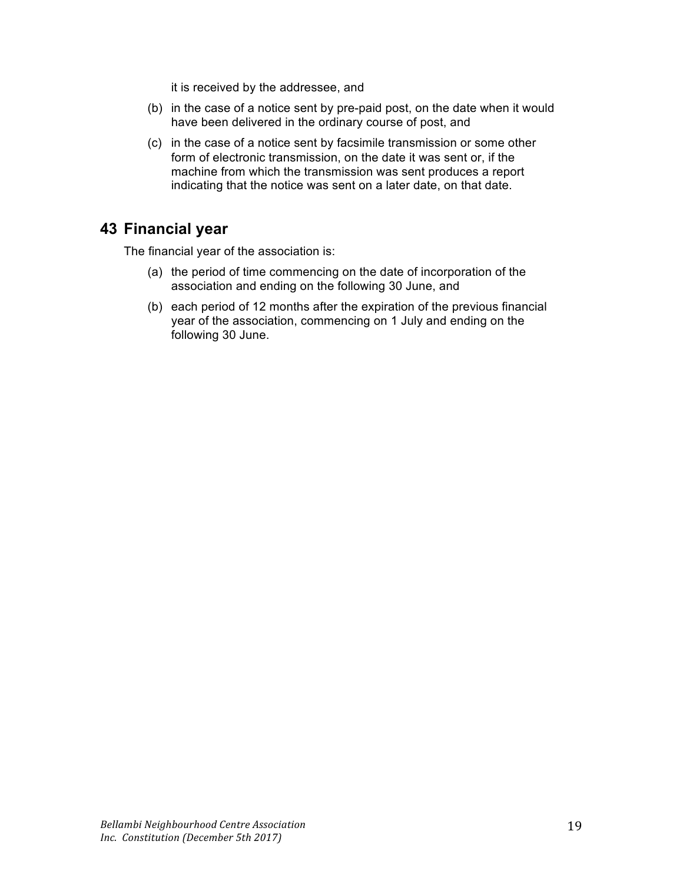it is received by the addressee, and

(b) in the case of a notice sent by pre-paid post, on the date when it would have been delivered in the ordinary course of post, and

(c) in the case of a notice sent by facsimile transmission or some other form of electronic transmission, on the date it was sent or, if the machine from which the transmission was sent produces a report indicating that the notice was sent on a later date, on that date.

## 43 Financial year

The financial year of the association is:

(a) the period of time commencing on the date of incorporation of the association and ending on the following 30 June, and

(b) each period of 12 months after the expiration of the previous financial year of the association, commencing on 1 July and ending on the following 30 June.